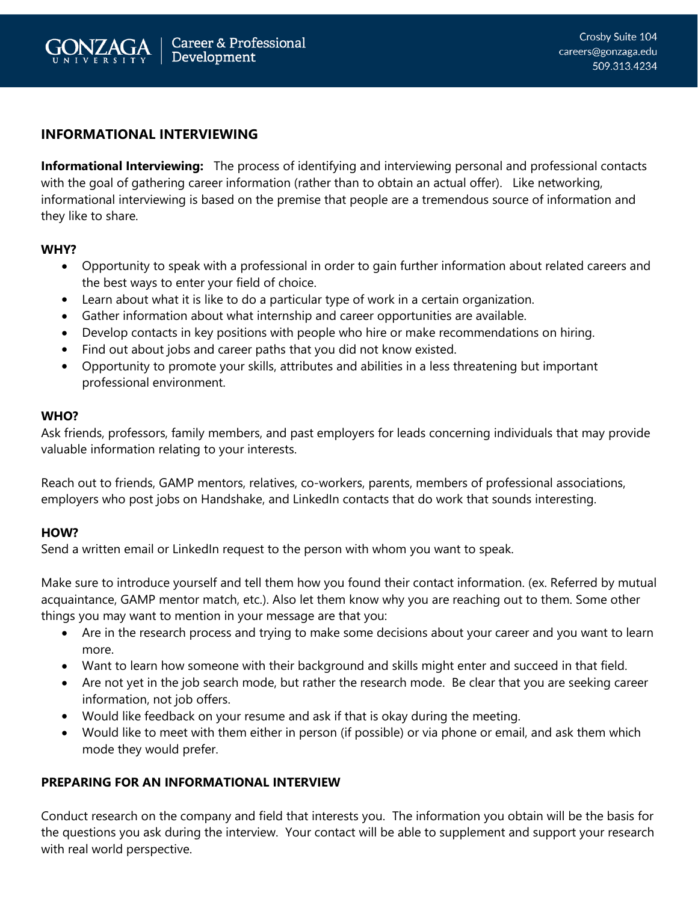GONZAGA UNIVERSITY | Career & Professional Development

Crosby Suite 104
careers@gonzaga.edu
509.313.4234

## INFORMATIONAL INTERVIEWING

**Informational Interviewing:** The process of identifying and interviewing personal and professional contacts with the goal of gathering career information (rather than to obtain an actual offer). Like networking, informational interviewing is based on the premise that people are a tremendous source of information and they like to share.

### WHY?

- Opportunity to speak with a professional in order to gain further information about related careers and the best ways to enter your field of choice.
- Learn about what it is like to do a particular type of work in a certain organization.
- Gather information about what internship and career opportunities are available.
- Develop contacts in key positions with people who hire or make recommendations on hiring.
- Find out about jobs and career paths that you did not know existed.
- Opportunity to promote your skills, attributes and abilities in a less threatening but important professional environment.

### WHO?

Ask friends, professors, family members, and past employers for leads concerning individuals that may provide valuable information relating to your interests.

Reach out to friends, GAMP mentors, relatives, co-workers, parents, members of professional associations, employers who post jobs on Handshake, and LinkedIn contacts that do work that sounds interesting.

### HOW?

Send a written email or LinkedIn request to the person with whom you want to speak.

Make sure to introduce yourself and tell them how you found their contact information. (ex. Referred by mutual acquaintance, GAMP mentor match, etc.). Also let them know why you are reaching out to them. Some other things you may want to mention in your message are that you:

- Are in the research process and trying to make some decisions about your career and you want to learn more.
- Want to learn how someone with their background and skills might enter and succeed in that field.
- Are not yet in the job search mode, but rather the research mode. Be clear that you are seeking career information, not job offers.
- Would like feedback on your resume and ask if that is okay during the meeting.
- Would like to meet with them either in person (if possible) or via phone or email, and ask them which mode they would prefer.

### PREPARING FOR AN INFORMATIONAL INTERVIEW

Conduct research on the company and field that interests you. The information you obtain will be the basis for the questions you ask during the interview. Your contact will be able to supplement and support your research with real world perspective.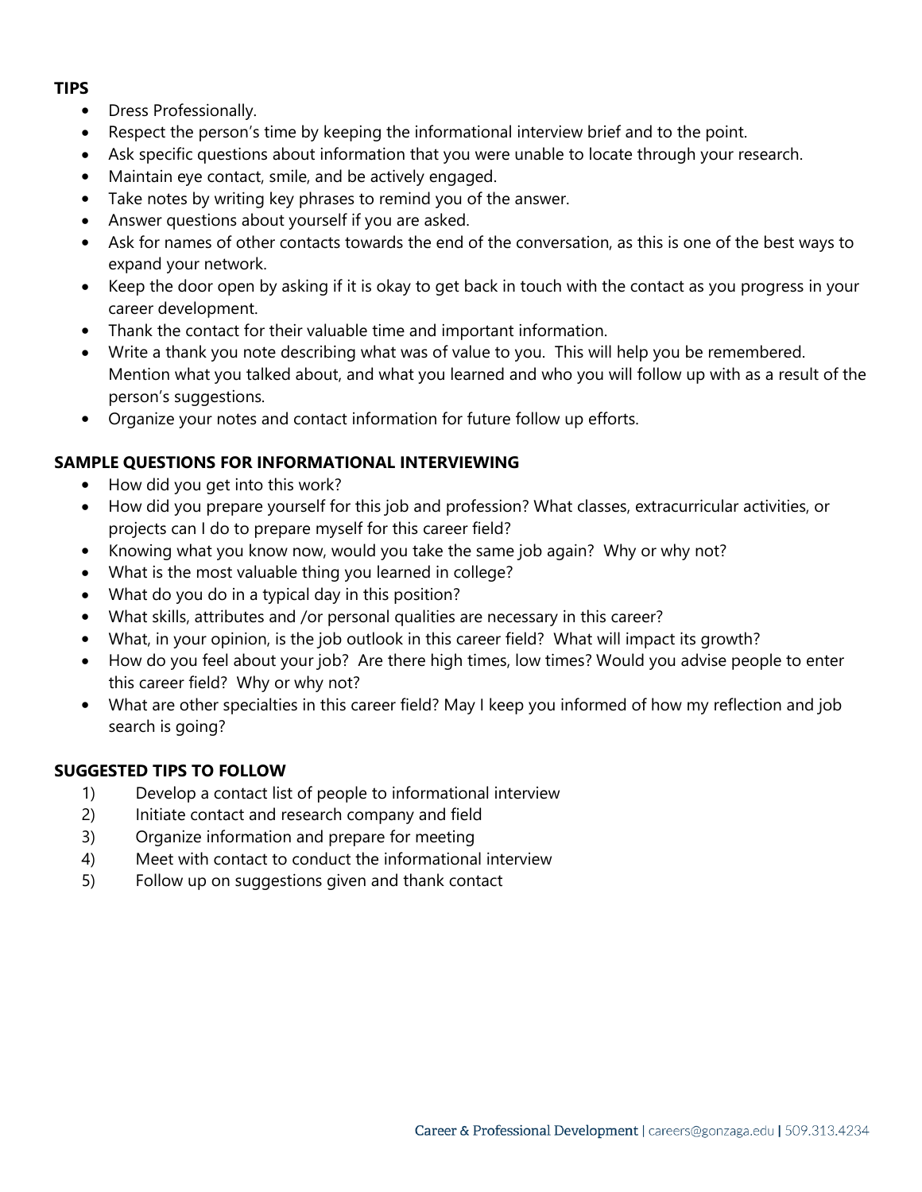**TIPS**

- Dress Professionally.
- Respect the person's time by keeping the informational interview brief and to the point.
- Ask specific questions about information that you were unable to locate through your research.
- Maintain eye contact, smile, and be actively engaged.
- Take notes by writing key phrases to remind you of the answer.
- Answer questions about yourself if you are asked.
- Ask for names of other contacts towards the end of the conversation, as this is one of the best ways to expand your network.
- Keep the door open by asking if it is okay to get back in touch with the contact as you progress in your career development.
- Thank the contact for their valuable time and important information.
- Write a thank you note describing what was of value to you. This will help you be remembered. Mention what you talked about, and what you learned and who you will follow up with as a result of the person's suggestions.
- Organize your notes and contact information for future follow up efforts.

**SAMPLE QUESTIONS FOR INFORMATIONAL INTERVIEWING**

- How did you get into this work?
- How did you prepare yourself for this job and profession? What classes, extracurricular activities, or projects can I do to prepare myself for this career field?
- Knowing what you know now, would you take the same job again? Why or why not?
- What is the most valuable thing you learned in college?
- What do you do in a typical day in this position?
- What skills, attributes and /or personal qualities are necessary in this career?
- What, in your opinion, is the job outlook in this career field? What will impact its growth?
- How do you feel about your job? Are there high times, low times? Would you advise people to enter this career field? Why or why not?
- What are other specialties in this career field? May I keep you informed of how my reflection and job search is going?

**SUGGESTED TIPS TO FOLLOW**

1) Develop a contact list of people to informational interview
2) Initiate contact and research company and field
3) Organize information and prepare for meeting
4) Meet with contact to conduct the informational interview
5) Follow up on suggestions given and thank contact